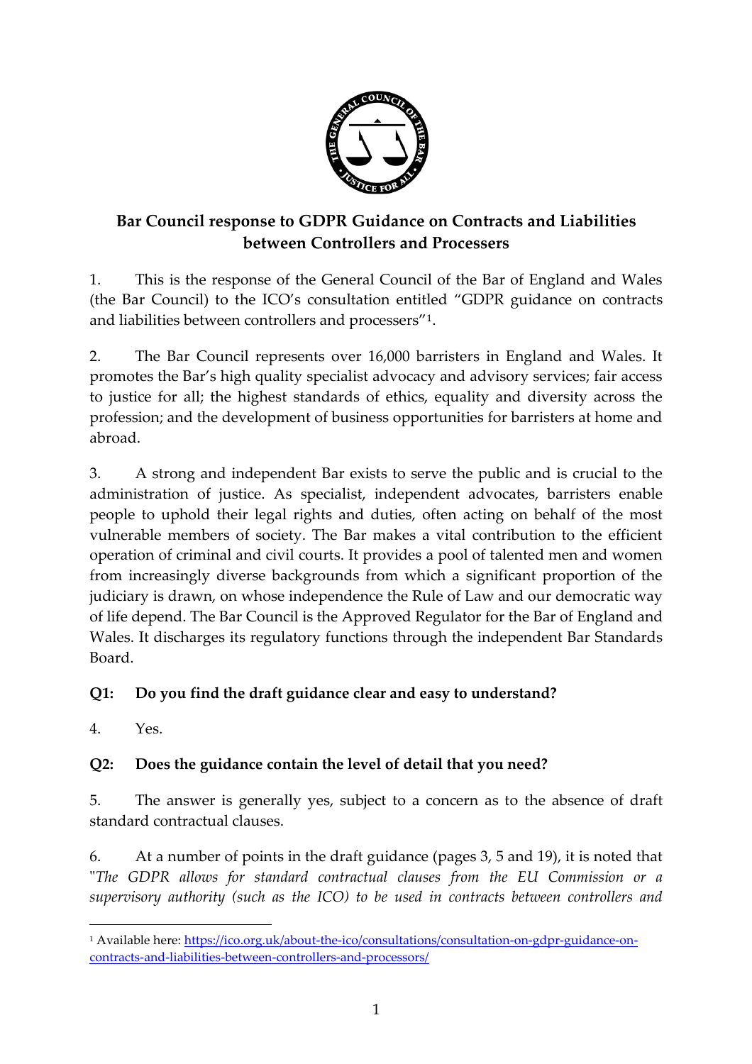# Bar Council response to GDPR Guidance on Contracts and Liabilities between Controllers and Processers

1. This is the response of the General Council of the Bar of England and Wales (the Bar Council) to the ICO's consultation entitled "GDPR guidance on contracts and liabilities between controllers and processers"[1].

2. The Bar Council represents over 16,000 barristers in England and Wales. It promotes the Bar's high quality specialist advocacy and advisory services; fair access to justice for all; the highest standards of ethics, equality and diversity across the profession; and the development of business opportunities for barristers at home and abroad.

3. A strong and independent Bar exists to serve the public and is crucial to the administration of justice. As specialist, independent advocates, barristers enable people to uphold their legal rights and duties, often acting on behalf of the most vulnerable members of society. The Bar makes a vital contribution to the efficient operation of criminal and civil courts. It provides a pool of talented men and women from increasingly diverse backgrounds from which a significant proportion of the judiciary is drawn, on whose independence the Rule of Law and our democratic way of life depend. The Bar Council is the Approved Regulator for the Bar of England and Wales. It discharges its regulatory functions through the independent Bar Standards Board.

**Q1: Do you find the draft guidance clear and easy to understand?**

4. Yes.

**Q2: Does the guidance contain the level of detail that you need?**

5. The answer is generally yes, subject to a concern as to the absence of draft standard contractual clauses.

6. At a number of points in the draft guidance (pages 3, 5 and 19), it is noted that "*The GDPR allows for standard contractual clauses from the EU Commission or a supervisory authority (such as the ICO) to be used in contracts between controllers and*

[1] Available here: https://ico.org.uk/about-the-ico/consultations/consultation-on-gdpr-guidance-on-contracts-and-liabilities-between-controllers-and-processors/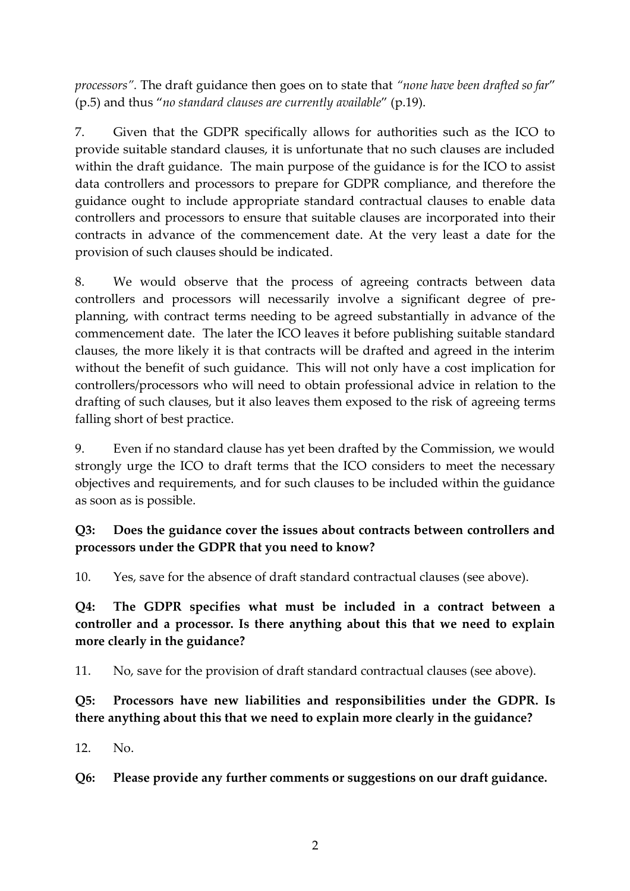*processors"*. The draft guidance then goes on to state that *"none have been drafted so far"* (p.5) and thus "*no standard clauses are currently available*" (p.19).

7. Given that the GDPR specifically allows for authorities such as the ICO to provide suitable standard clauses, it is unfortunate that no such clauses are included within the draft guidance. The main purpose of the guidance is for the ICO to assist data controllers and processors to prepare for GDPR compliance, and therefore the guidance ought to include appropriate standard contractual clauses to enable data controllers and processors to ensure that suitable clauses are incorporated into their contracts in advance of the commencement date. At the very least a date for the provision of such clauses should be indicated.

8. We would observe that the process of agreeing contracts between data controllers and processors will necessarily involve a significant degree of pre-planning, with contract terms needing to be agreed substantially in advance of the commencement date. The later the ICO leaves it before publishing suitable standard clauses, the more likely it is that contracts will be drafted and agreed in the interim without the benefit of such guidance. This will not only have a cost implication for controllers/processors who will need to obtain professional advice in relation to the drafting of such clauses, but it also leaves them exposed to the risk of agreeing terms falling short of best practice.

9. Even if no standard clause has yet been drafted by the Commission, we would strongly urge the ICO to draft terms that the ICO considers to meet the necessary objectives and requirements, and for such clauses to be included within the guidance as soon as is possible.

**Q3: Does the guidance cover the issues about contracts between controllers and processors under the GDPR that you need to know?**

10. Yes, save for the absence of draft standard contractual clauses (see above).

**Q4: The GDPR specifies what must be included in a contract between a controller and a processor. Is there anything about this that we need to explain more clearly in the guidance?**

11. No, save for the provision of draft standard contractual clauses (see above).

**Q5: Processors have new liabilities and responsibilities under the GDPR. Is there anything about this that we need to explain more clearly in the guidance?**

12. No.

**Q6: Please provide any further comments or suggestions on our draft guidance.**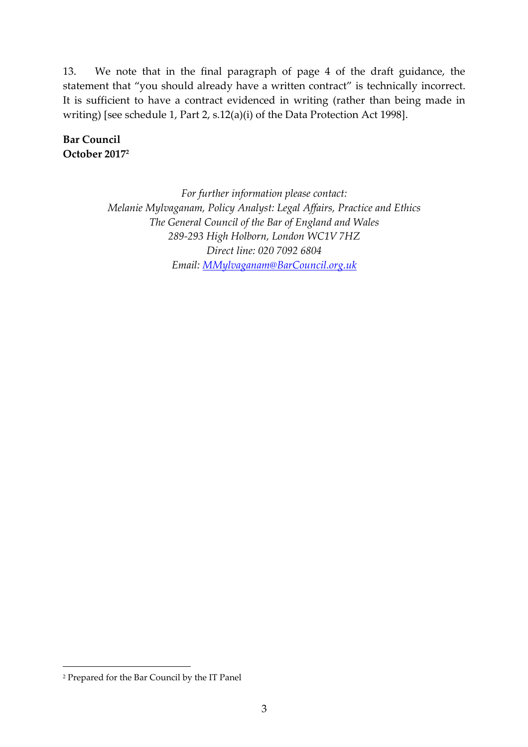13. We note that in the final paragraph of page 4 of the draft guidance, the statement that "you should already have a written contract" is technically incorrect. It is sufficient to have a contract evidenced in writing (rather than being made in writing) [see schedule 1, Part 2, s.12(a)(i) of the Data Protection Act 1998].

**Bar Council**
**October 2017**[2]

*For further information please contact:*
*Melanie Mylvaganam, Policy Analyst: Legal Affairs, Practice and Ethics*
*The General Council of the Bar of England and Wales*
*289-293 High Holborn, London WC1V 7HZ*
*Direct line: 020 7092 6804*
*Email: MMylvaganam@BarCouncil.org.uk*

---

[2] Prepared for the Bar Council by the IT Panel